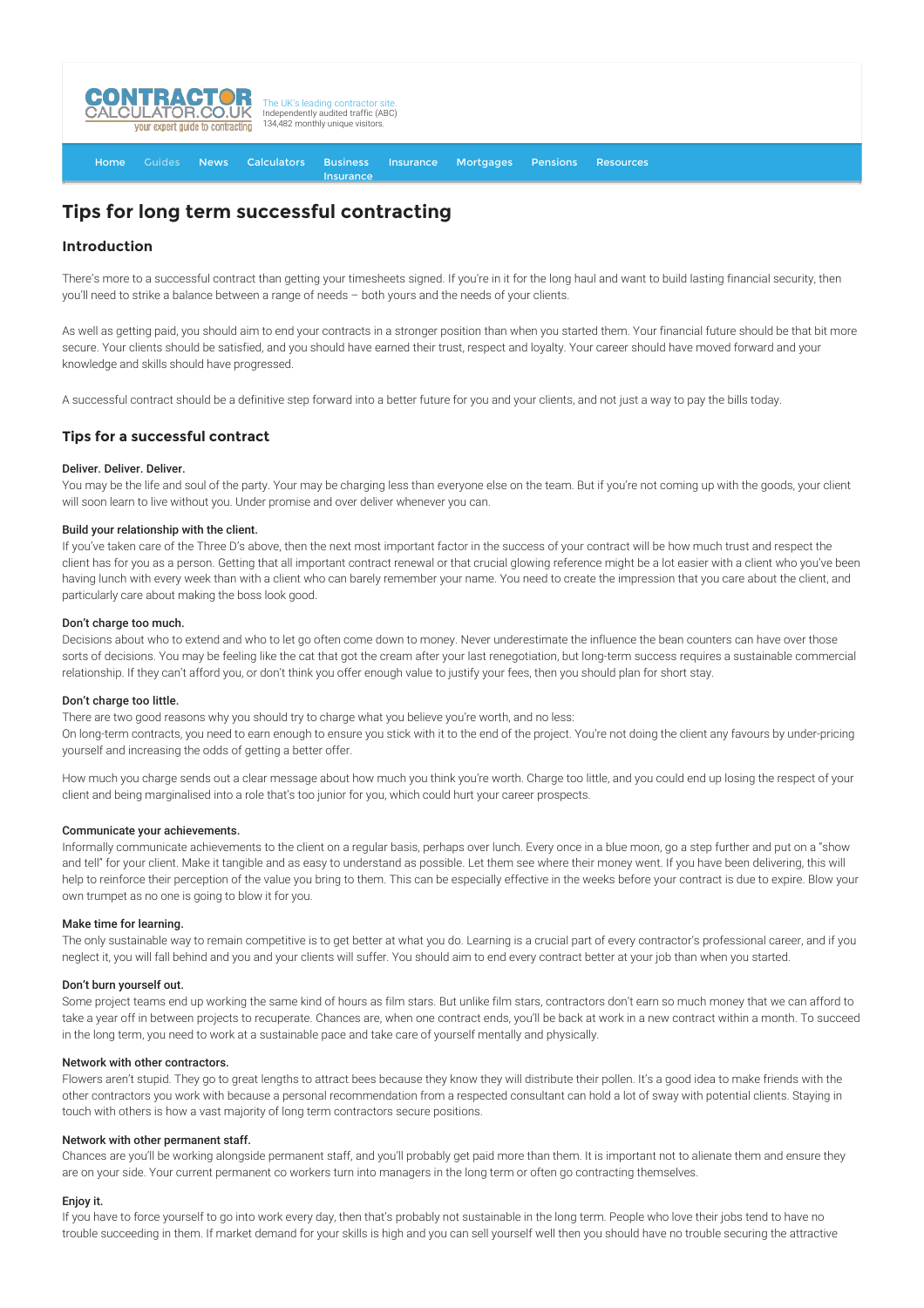# Tips for long term successful contracting

## Introduction

There's more to a successful contract than getting your timesheets signed. If you're in it for the long haul and want to build lasting financial security, then you'll need to strike a balance between a range of needs – both yours and the needs of your clients.

As well as getting paid, you should aim to end your contracts in a stronger position than when you started them. Your financial future should be that bit more secure. Your clients should be satisfied, and you should have earned their trust, respect and loyalty. Your career should have moved forward and your knowledge and skills should have progressed.

A successful contract should be a definitive step forward into a better future for you and your clients, and not just a way to pay the bills today.

## Tips for a successful contract

**Deliver. Deliver. Deliver.**

You may be the life and soul of the party. Your may be charging less than everyone else on the team. But if you're not coming up with the goods, your client will soon learn to live without you. Under promise and over deliver whenever you can.

**Build your relationship with the client.**

If you've taken care of the Three D's above, then the next most important factor in the success of your contract will be how much trust and respect the client has for you as a person. Getting that all important contract renewal or that crucial glowing reference might be a lot easier with a client who you've been having lunch with every week than with a client who can barely remember your name. You need to create the impression that you care about the client, and particularly care about making the boss look good.

**Don't charge too much.**

Decisions about who to extend and who to let go often come down to money. Never underestimate the influence the bean counters can have over those sorts of decisions. You may be feeling like the cat that got the cream after your last renegotiation, but long-term success requires a sustainable commercial relationship. If they can't afford you, or don't think you offer enough value to justify your fees, then you should plan for short stay.

**Don't charge too little.**

There are two good reasons why you should try to charge what you believe you're worth, and no less:
On long-term contracts, you need to earn enough to ensure you stick with it to the end of the project. You're not doing the client any favours by under-pricing yourself and increasing the odds of getting a better offer.

How much you charge sends out a clear message about how much you think you're worth. Charge too little, and you could end up losing the respect of your client and being marginalised into a role that's too junior for you, which could hurt your career prospects.

**Communicate your achievements.**

Informally communicate achievements to the client on a regular basis, perhaps over lunch. Every once in a blue moon, go a step further and put on a "show and tell" for your client. Make it tangible and as easy to understand as possible. Let them see where their money went. If you have been delivering, this will help to reinforce their perception of the value you bring to them. This can be especially effective in the weeks before your contract is due to expire. Blow your own trumpet as no one is going to blow it for you.

**Make time for learning.**

The only sustainable way to remain competitive is to get better at what you do. Learning is a crucial part of every contractor's professional career, and if you neglect it, you will fall behind and you and your clients will suffer. You should aim to end every contract better at your job than when you started.

**Don't burn yourself out.**

Some project teams end up working the same kind of hours as film stars. But unlike film stars, contractors don't earn so much money that we can afford to take a year off in between projects to recuperate. Chances are, when one contract ends, you'll be back at work in a new contract within a month. To succeed in the long term, you need to work at a sustainable pace and take care of yourself mentally and physically.

**Network with other contractors.**

Flowers aren't stupid. They go to great lengths to attract bees because they know they will distribute their pollen. It's a good idea to make friends with the other contractors you work with because a personal recommendation from a respected consultant can hold a lot of sway with potential clients. Staying in touch with others is how a vast majority of long term contractors secure positions.

**Network with other permanent staff.**

Chances are you'll be working alongside permanent staff, and you'll probably get paid more than them. It is important not to alienate them and ensure they are on your side. Your current permanent co workers turn into managers in the long term or often go contracting themselves.

**Enjoy it.**

If you have to force yourself to go into work every day, then that's probably not sustainable in the long term. People who love their jobs tend to have no trouble succeeding in them. If market demand for your skills is high and you can sell yourself well then you should have no trouble securing the attractive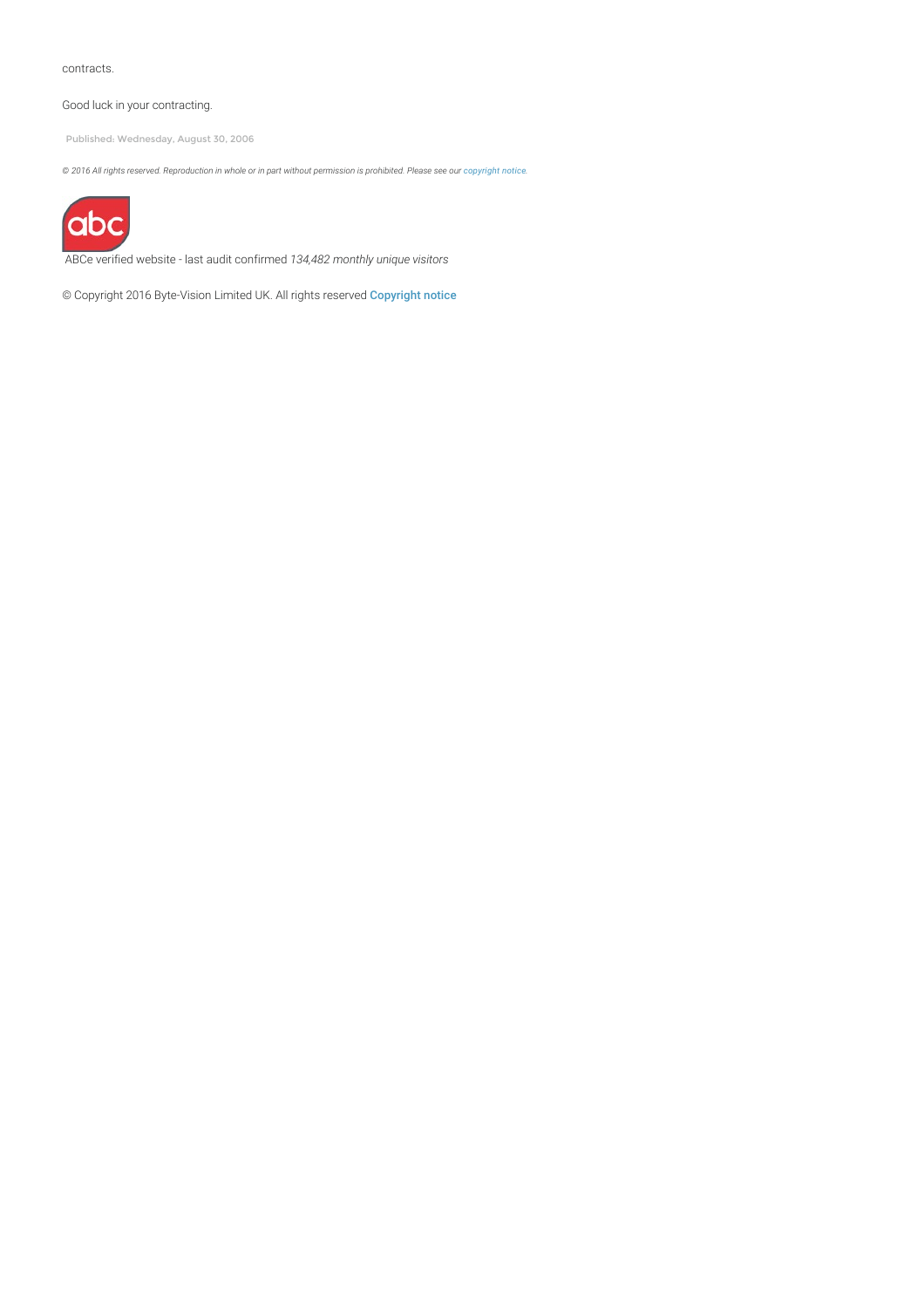contracts.

Good luck in your contracting.

Published: Wednesday, August 30, 2006

*© 2016 All rights reserved. Reproduction in whole or in part without permission is prohibited. Please see our copyright notice.*

ABCe verified website - last audit confirmed *134,482 monthly unique visitors*

© Copyright 2016 Byte-Vision Limited UK. All rights reserved Copyright notice